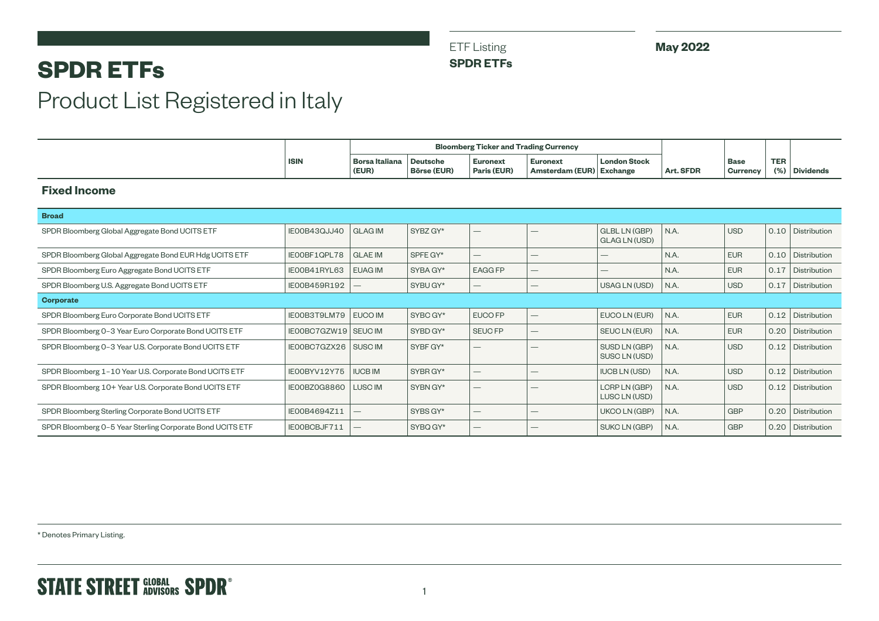# SPDR ETFs

## Product List Registered in Italy

ETF Listing
**SPDR ETFs**

**May 2022**

| | ISIN | Bloomberg Ticker and Trading Currency | | | | | Art. SFDR | Base Currency | TER (%) | Dividends |
|---|---|---|---|---|---|---|---|---|---|---|
| | | Borsa Italiana (EUR) | Deutsche Börse (EUR) | Euronext Paris (EUR) | Euronext Amsterdam (EUR) | London Stock Exchange | | | | |
| **Fixed Income** | | | | | | | | | | |
| **Broad** | | | | | | | | | | |
| SPDR Bloomberg Global Aggregate Bond UCITS ETF | IE00B43QJJ40 | GLAG IM | SYBZ GY* | — | — | GLBL LN (GBP) GLAG LN (USD) | N.A. | USD | 0.10 | Distribution |
| SPDR Bloomberg Global Aggregate Bond EUR Hdg UCITS ETF | IE00BF1QPL78 | GLAE IM | SPFE GY* | — | — | — | N.A. | EUR | 0.10 | Distribution |
| SPDR Bloomberg Euro Aggregate Bond UCITS ETF | IE00B41RYL63 | EUAG IM | SYBA GY* | EAGG FP | — | — | N.A. | EUR | 0.17 | Distribution |
| SPDR Bloomberg U.S. Aggregate Bond UCITS ETF | IE00B459R192 | — | SYBU GY* | — | — | USAG LN (USD) | N.A. | USD | 0.17 | Distribution |
| **Corporate** | | | | | | | | | | |
| SPDR Bloomberg Euro Corporate Bond UCITS ETF | IE00B3T9LM79 | EUCO IM | SYBC GY* | EUCO FP | — | EUCO LN (EUR) | N.A. | EUR | 0.12 | Distribution |
| SPDR Bloomberg 0-3 Year Euro Corporate Bond UCITS ETF | IE00BC7GZW19 | SEUC IM | SYBD GY* | SEUC FP | — | SEUC LN (EUR) | N.A. | EUR | 0.20 | Distribution |
| SPDR Bloomberg 0-3 Year U.S. Corporate Bond UCITS ETF | IE00BC7GZX26 | SUSC IM | SYBF GY* | — | — | SUSD LN (GBP) SUSC LN (USD) | N.A. | USD | 0.12 | Distribution |
| SPDR Bloomberg 1-10 Year U.S. Corporate Bond UCITS ETF | IE00BYV12Y75 | IUCB IM | SYBR GY* | — | — | IUCB LN (USD) | N.A. | USD | 0.12 | Distribution |
| SPDR Bloomberg 10+ Year U.S. Corporate Bond UCITS ETF | IE00BZ0G8860 | LUSC IM | SYBN GY* | — | — | LCRP LN (GBP) LUSC LN (USD) | N.A. | USD | 0.12 | Distribution |
| SPDR Bloomberg Sterling Corporate Bond UCITS ETF | IE00B4694Z11 | — | SYBS GY* | — | — | UKCO LN (GBP) | N.A. | GBP | 0.20 | Distribution |
| SPDR Bloomberg 0-5 Year Sterling Corporate Bond UCITS ETF | IE00B0BJF711 | — | SYBQ GY* | — | — | SUKC LN (GBP) | N.A. | GBP | 0.20 | Distribution |

* Denotes Primary Listing.

STATE STREET GLOBAL ADVISORS SPDR®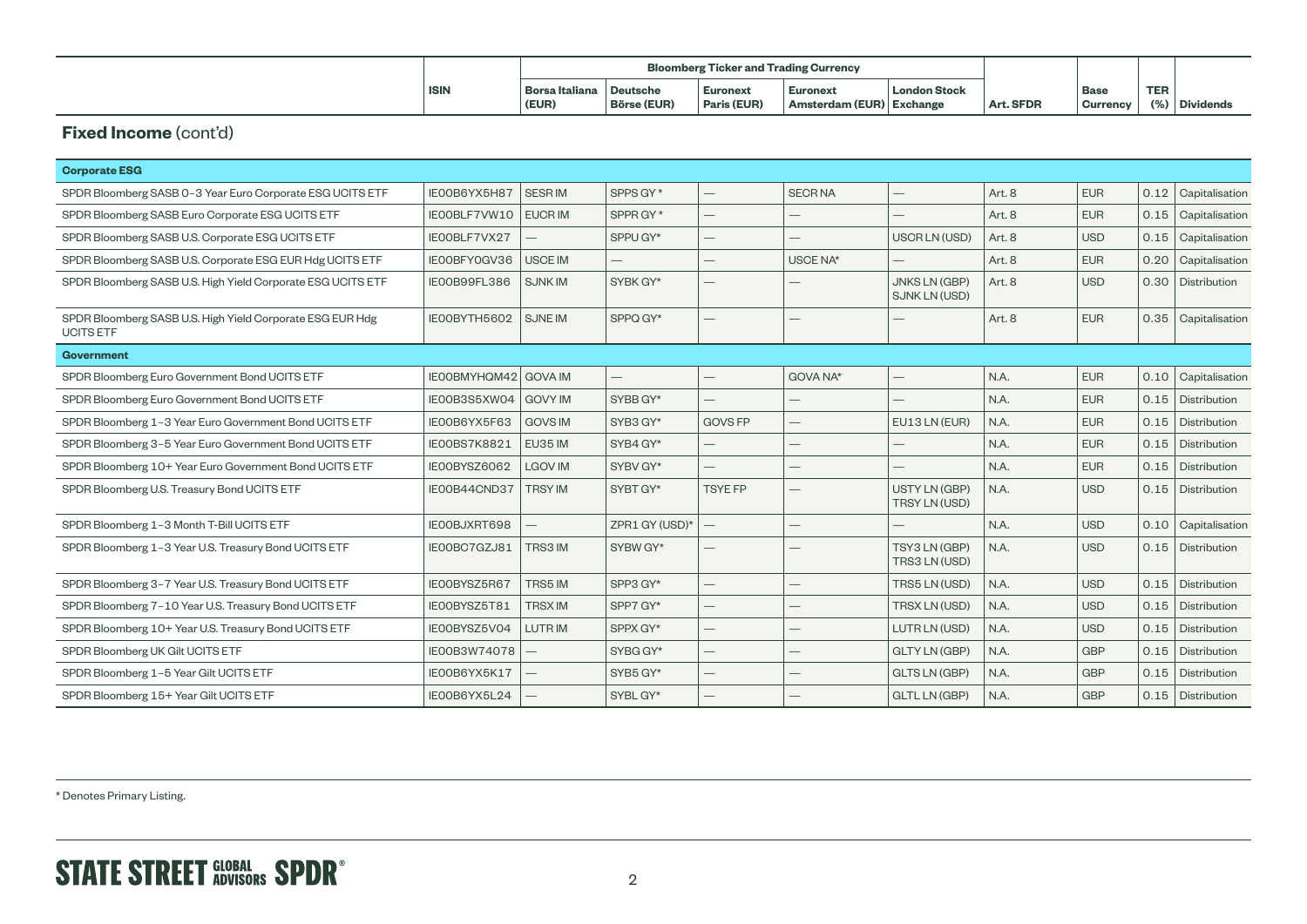| | ISIN | Bloomberg Ticker and Trading Currency | | | | | Art. SFDR | Base Currency | TER (%) | Dividends |
|---|---|---|---|---|---|---|---|---|---|---|
| | | Borsa Italiana (EUR) | Deutsche Börse (EUR) | Euronext Paris (EUR) | Euronext Amsterdam (EUR) | London Stock Exchange | | | | |

## **Fixed Income** (cont'd)

| | ISIN | Borsa Italiana (EUR) | Deutsche Börse (EUR) | Euronext Paris (EUR) | Euronext Amsterdam (EUR) | London Stock Exchange | Art. SFDR | Base Currency | TER (%) | Dividends |
|---|---|---|---|---|---|---|---|---|---|---|
| **Corporate ESG** | | | | | | | | | | |
| SPDR Bloomberg SASB 0–3 Year Euro Corporate ESG UCITS ETF | IE00B6YX5H87 | SESR IM | SPPS GY* | — | SECR NA | — | Art. 8 | EUR | 0.12 | Capitalisation |
| SPDR Bloomberg SASB Euro Corporate ESG UCITS ETF | IE00BLF7VW10 | EUCR IM | SPPR GY* | — | — | — | Art. 8 | EUR | 0.15 | Capitalisation |
| SPDR Bloomberg SASB U.S. Corporate ESG UCITS ETF | IE00BLF7VX27 | — | SPPU GY* | — | — | USCR LN (USD) | Art. 8 | USD | 0.15 | Capitalisation |
| SPDR Bloomberg SASB U.S. Corporate ESG EUR Hdg UCITS ETF | IE00BFY0GV36 | USCE IM | — | — | USCE NA* | — | Art. 8 | EUR | 0.20 | Capitalisation |
| SPDR Bloomberg SASB U.S. High Yield Corporate ESG UCITS ETF | IE00B99FL386 | SJNK IM | SYBK GY* | — | — | JNKS LN (GBP) SJNK LN (USD) | Art. 8 | USD | 0.30 | Distribution |
| SPDR Bloomberg SASB U.S. High Yield Corporate ESG EUR Hdg UCITS ETF | IE00BYTH5602 | SJNE IM | SPPQ GY* | — | — | — | Art. 8 | EUR | 0.35 | Capitalisation |
| **Government** | | | | | | | | | | |
| SPDR Bloomberg Euro Government Bond UCITS ETF | IE00BMYHQM42 | GOVA IM | — | — | GOVA NA* | — | N.A. | EUR | 0.10 | Capitalisation |
| SPDR Bloomberg Euro Government Bond UCITS ETF | IE00B3S5XW04 | GOVY IM | SYBB GY* | — | — | — | N.A. | EUR | 0.15 | Distribution |
| SPDR Bloomberg 1–3 Year Euro Government Bond UCITS ETF | IE00B6YX5F63 | GOVS IM | SYB3 GY* | GOVS FP | — | EU13 LN (EUR) | N.A. | EUR | 0.15 | Distribution |
| SPDR Bloomberg 3–5 Year Euro Government Bond UCITS ETF | IE00BS7K8821 | EU35 IM | SYB4 GY* | — | — | — | N.A. | EUR | 0.15 | Distribution |
| SPDR Bloomberg 10+ Year Euro Government Bond UCITS ETF | IE00BYSZ6062 | LGOV IM | SYBV GY* | — | — | — | N.A. | EUR | 0.15 | Distribution |
| SPDR Bloomberg U.S. Treasury Bond UCITS ETF | IE00B44CND37 | TRSY IM | SYBT GY* | TSYE FP | — | USTY LN (GBP) TRSY LN (USD) | N.A. | USD | 0.15 | Distribution |
| SPDR Bloomberg 1–3 Month T-Bill UCITS ETF | IE00BJXRT698 | — | ZPR1 GY (USD)* | — | — | — | N.A. | USD | 0.10 | Capitalisation |
| SPDR Bloomberg 1–3 Year U.S. Treasury Bond UCITS ETF | IE00BC7GZJ81 | TRS3 IM | SYBW GY* | — | — | TSY3 LN (GBP) TRS3 LN (USD) | N.A. | USD | 0.15 | Distribution |
| SPDR Bloomberg 3–7 Year U.S. Treasury Bond UCITS ETF | IE00BYSZ5R67 | TRS5 IM | SPP3 GY* | — | — | TRS5 LN (USD) | N.A. | USD | 0.15 | Distribution |
| SPDR Bloomberg 7–10 Year U.S. Treasury Bond UCITS ETF | IE00BYSZ5T81 | TRSX IM | SPP7 GY* | — | — | TRSX LN (USD) | N.A. | USD | 0.15 | Distribution |
| SPDR Bloomberg 10+ Year U.S. Treasury Bond UCITS ETF | IE00BYSZ5V04 | LUTR IM | SPPX GY* | — | — | LUTR LN (USD) | N.A. | USD | 0.15 | Distribution |
| SPDR Bloomberg UK Gilt UCITS ETF | IE00B3W74078 | — | SYBG GY* | — | — | GLTY LN (GBP) | N.A. | GBP | 0.15 | Distribution |
| SPDR Bloomberg 1–5 Year Gilt UCITS ETF | IE00B6YX5K17 | — | SYB5 GY* | — | — | GLTS LN (GBP) | N.A. | GBP | 0.15 | Distribution |
| SPDR Bloomberg 15+ Year Gilt UCITS ETF | IE00B6YX5L24 | — | SYBL GY* | — | — | GLTL LN (GBP) | N.A. | GBP | 0.15 | Distribution |

* Denotes Primary Listing.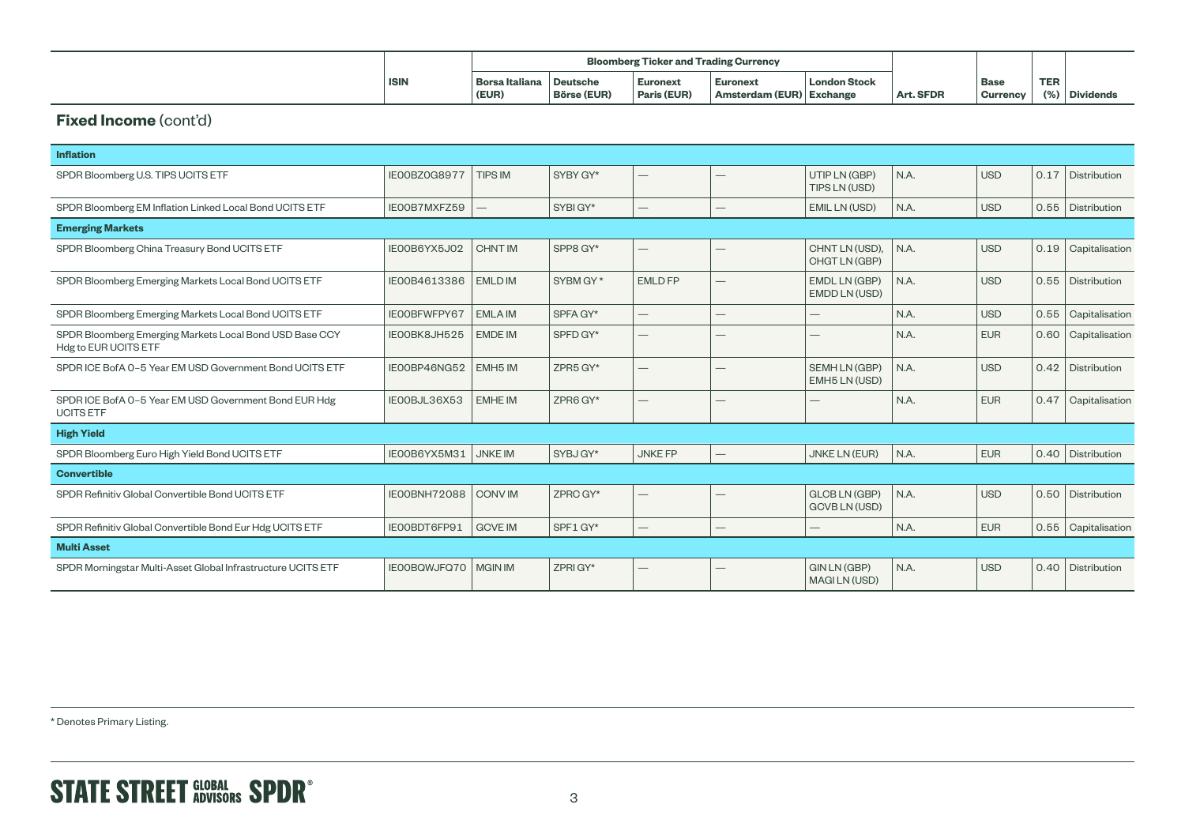## Fixed Income (cont'd)

| | ISIN | Bloomberg Ticker and Trading Currency | | | | | Art. SFDR | Base Currency | TER (%) | Dividends |
|---|---|---|---|---|---|---|---|---|---|---|
| | | Borsa Italiana (EUR) | Deutsche Börse (EUR) | Euronext Paris (EUR) | Euronext Amsterdam (EUR) | London Stock Exchange | | | | |
| **Inflation** | | | | | | | | | | |
| SPDR Bloomberg U.S. TIPS UCITS ETF | IE00BZ0G8977 | TIPS IM | SYBY GY* | — | — | UTIP LN (GBP) TIPS LN (USD) | N.A. | USD | 0.17 | Distribution |
| SPDR Bloomberg EM Inflation Linked Local Bond UCITS ETF | IE00B7MXFZ59 | — | SYBI GY* | — | — | EMIL LN (USD) | N.A. | USD | 0.55 | Distribution |
| **Emerging Markets** | | | | | | | | | | |
| SPDR Bloomberg China Treasury Bond UCITS ETF | IE00B6YX5J02 | CHNT IM | SPP8 GY* | — | — | CHNT LN (USD), CHGT LN (GBP) | N.A. | USD | 0.19 | Capitalisation |
| SPDR Bloomberg Emerging Markets Local Bond UCITS ETF | IE00B4613386 | EMLD IM | SYBM GY* | EMLD FP | — | EMDL LN (GBP) EMDD LN (USD) | N.A. | USD | 0.55 | Distribution |
| SPDR Bloomberg Emerging Markets Local Bond UCITS ETF | IE00BFWFPY67 | EMLA IM | SPFA GY* | — | — | — | N.A. | USD | 0.55 | Capitalisation |
| SPDR Bloomberg Emerging Markets Local Bond USD Base CCY Hdg to EUR UCITS ETF | IE00BK8JH525 | EMDE IM | SPFD GY* | — | — | — | N.A. | EUR | 0.60 | Capitalisation |
| SPDR ICE BofA 0–5 Year EM USD Government Bond UCITS ETF | IE00BP46NG52 | EMH5 IM | ZPR5 GY* | — | — | SEMH LN (GBP) EMH5 LN (USD) | N.A. | USD | 0.42 | Distribution |
| SPDR ICE BofA 0–5 Year EM USD Government Bond EUR Hdg UCITS ETF | IE00BJL36X53 | EMHE IM | ZPR6 GY* | — | — | — | N.A. | EUR | 0.47 | Capitalisation |
| **High Yield** | | | | | | | | | | |
| SPDR Bloomberg Euro High Yield Bond UCITS ETF | IE00B6YX5M31 | JNKE IM | SYBJ GY* | JNKE FP | — | JNKE LN (EUR) | N.A. | EUR | 0.40 | Distribution |
| **Convertible** | | | | | | | | | | |
| SPDR Refinitiv Global Convertible Bond UCITS ETF | IE00BNH72088 | CONV IM | ZPRC GY* | — | — | GLCB LN (GBP) GCVB LN (USD) | N.A. | USD | 0.50 | Distribution |
| SPDR Refinitiv Global Convertible Bond Eur Hdg UCITS ETF | IE00BDT6FP91 | GCVE IM | SPF1 GY* | — | — | — | N.A. | EUR | 0.55 | Capitalisation |
| **Multi Asset** | | | | | | | | | | |
| SPDR Morningstar Multi-Asset Global Infrastructure UCITS ETF | IE00BQWJFQ70 | MGIN IM | ZPRI GY* | — | — | GIN LN (GBP) MAGI LN (USD) | N.A. | USD | 0.40 | Distribution |

* Denotes Primary Listing.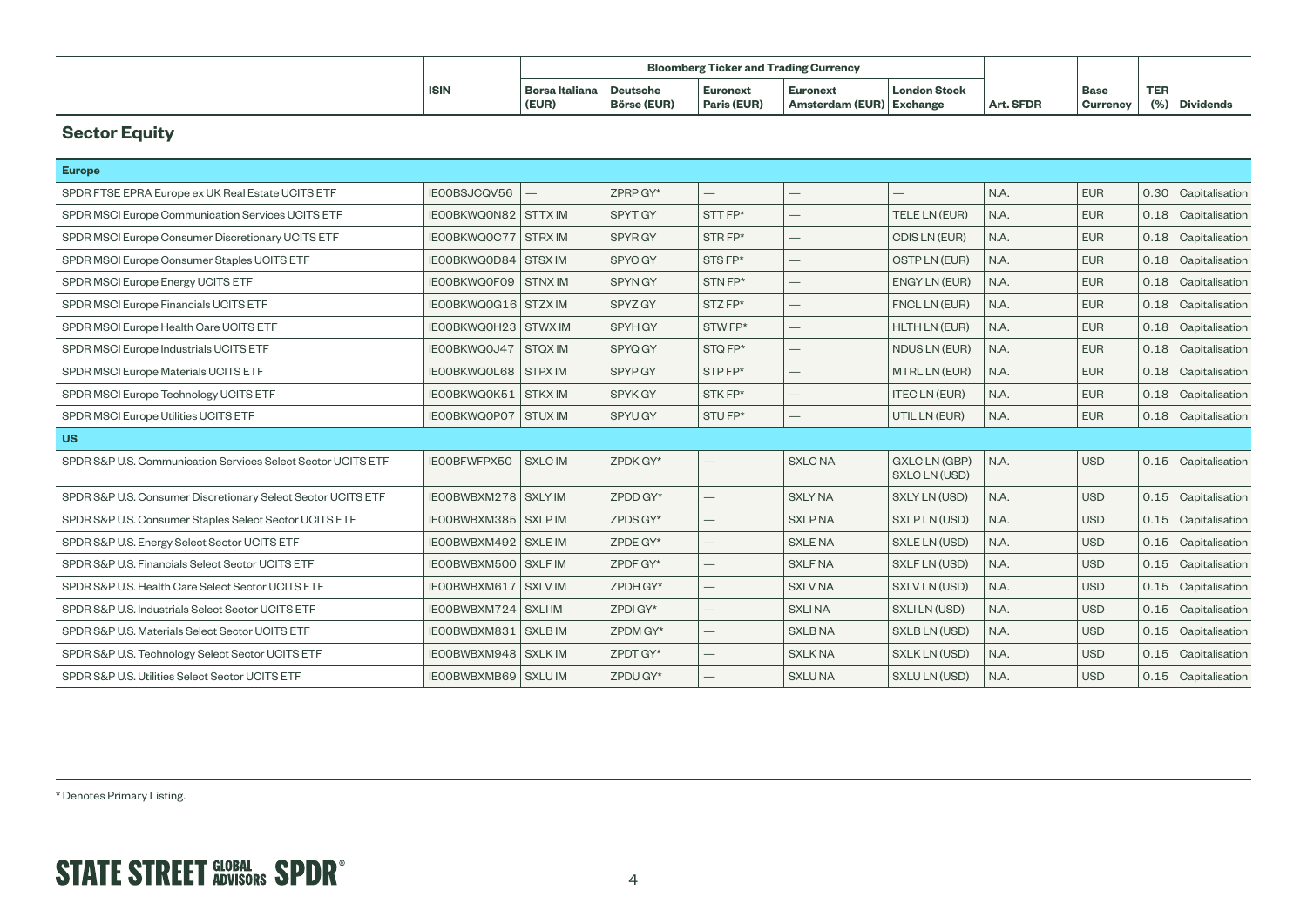| | ISIN | Bloomberg Ticker and Trading Currency | | | | | Art. SFDR | Base Currency | TER (%) | Dividends |
|---|---|---|---|---|---|---|---|---|---|---|
| | | Borsa Italiana (EUR) | Deutsche Börse (EUR) | Euronext Paris (EUR) | Euronext Amsterdam (EUR) | London Stock Exchange | | | | |

## Sector Equity

| | ISIN | Borsa Italiana (EUR) | Deutsche Börse (EUR) | Euronext Paris (EUR) | Euronext Amsterdam (EUR) | London Stock Exchange | Art. SFDR | Base Currency | TER (%) | Dividends |
|---|---|---|---|---|---|---|---|---|---|---|
| **Europe** | | | | | | | | | | |
| SPDR FTSE EPRA Europe ex UK Real Estate UCITS ETF | IE00BSJCQV56 | — | ZPRP GY* | — | — | — | N.A. | EUR | 0.30 | Capitalisation |
| SPDR MSCI Europe Communication Services UCITS ETF | IE00BKWQ0N82 | STTX IM | SPYT GY | STT FP* | — | TELE LN (EUR) | N.A. | EUR | 0.18 | Capitalisation |
| SPDR MSCI Europe Consumer Discretionary UCITS ETF | IE00BKWQ0C77 | STRX IM | SPYR GY | STR FP* | — | CDIS LN (EUR) | N.A. | EUR | 0.18 | Capitalisation |
| SPDR MSCI Europe Consumer Staples UCITS ETF | IE00BKWQ0D84 | STSX IM | SPYC GY | STS FP* | — | CSTP LN (EUR) | N.A. | EUR | 0.18 | Capitalisation |
| SPDR MSCI Europe Energy UCITS ETF | IE00BKWQ0F09 | STNX IM | SPYN GY | STN FP* | — | ENGY LN (EUR) | N.A. | EUR | 0.18 | Capitalisation |
| SPDR MSCI Europe Financials UCITS ETF | IE00BKWQ0G16 | STZX IM | SPYZ GY | STZ FP* | — | FNCL LN (EUR) | N.A. | EUR | 0.18 | Capitalisation |
| SPDR MSCI Europe Health Care UCITS ETF | IE00BKWQ0H23 | STWX IM | SPYH GY | STW FP* | — | HLTH LN (EUR) | N.A. | EUR | 0.18 | Capitalisation |
| SPDR MSCI Europe Industrials UCITS ETF | IE00BKWQ0J47 | STQX IM | SPYQ GY | STQ FP* | — | NDUS LN (EUR) | N.A. | EUR | 0.18 | Capitalisation |
| SPDR MSCI Europe Materials UCITS ETF | IE00BKWQ0L68 | STPX IM | SPYP GY | STP FP* | — | MTRL LN (EUR) | N.A. | EUR | 0.18 | Capitalisation |
| SPDR MSCI Europe Technology UCITS ETF | IE00BKWQ0K51 | STKX IM | SPYK GY | STK FP* | — | ITEC LN (EUR) | N.A. | EUR | 0.18 | Capitalisation |
| SPDR MSCI Europe Utilities UCITS ETF | IE00BKWQ0P07 | STUX IM | SPYU GY | STU FP* | — | UTIL LN (EUR) | N.A. | EUR | 0.18 | Capitalisation |
| **US** | | | | | | | | | | |
| SPDR S&P U.S. Communication Services Select Sector UCITS ETF | IE00BFWFPX50 | SXLC IM | ZPDK GY* | — | SXLC NA | GXLC LN (GBP) SXLC LN (USD) | N.A. | USD | 0.15 | Capitalisation |
| SPDR S&P U.S. Consumer Discretionary Select Sector UCITS ETF | IE00BWBXM278 | SXLY IM | ZPDD GY* | — | SXLY NA | SXLY LN (USD) | N.A. | USD | 0.15 | Capitalisation |
| SPDR S&P U.S. Consumer Staples Select Sector UCITS ETF | IE00BWBXM385 | SXLP IM | ZPDS GY* | — | SXLP NA | SXLP LN (USD) | N.A. | USD | 0.15 | Capitalisation |
| SPDR S&P U.S. Energy Select Sector UCITS ETF | IE00BWBXM492 | SXLE IM | ZPDE GY* | — | SXLE NA | SXLE LN (USD) | N.A. | USD | 0.15 | Capitalisation |
| SPDR S&P U.S. Financials Select Sector UCITS ETF | IE00BWBXM500 | SXLF IM | ZPDF GY* | — | SXLF NA | SXLF LN (USD) | N.A. | USD | 0.15 | Capitalisation |
| SPDR S&P U.S. Health Care Select Sector UCITS ETF | IE00BWBXM617 | SXLV IM | ZPDH GY* | — | SXLV NA | SXLV LN (USD) | N.A. | USD | 0.15 | Capitalisation |
| SPDR S&P U.S. Industrials Select Sector UCITS ETF | IE00BWBXM724 | SXLI IM | ZPDI GY* | — | SXLI NA | SXLI LN (USD) | N.A. | USD | 0.15 | Capitalisation |
| SPDR S&P U.S. Materials Select Sector UCITS ETF | IE00BWBXM831 | SXLB IM | ZPDM GY* | — | SXLB NA | SXLB LN (USD) | N.A. | USD | 0.15 | Capitalisation |
| SPDR S&P U.S. Technology Select Sector UCITS ETF | IE00BWBXM948 | SXLK IM | ZPDT GY* | — | SXLK NA | SXLK LN (USD) | N.A. | USD | 0.15 | Capitalisation |
| SPDR S&P U.S. Utilities Select Sector UCITS ETF | IE00BWBXMB69 | SXLU IM | ZPDU GY* | — | SXLU NA | SXLU LN (USD) | N.A. | USD | 0.15 | Capitalisation |

* Denotes Primary Listing.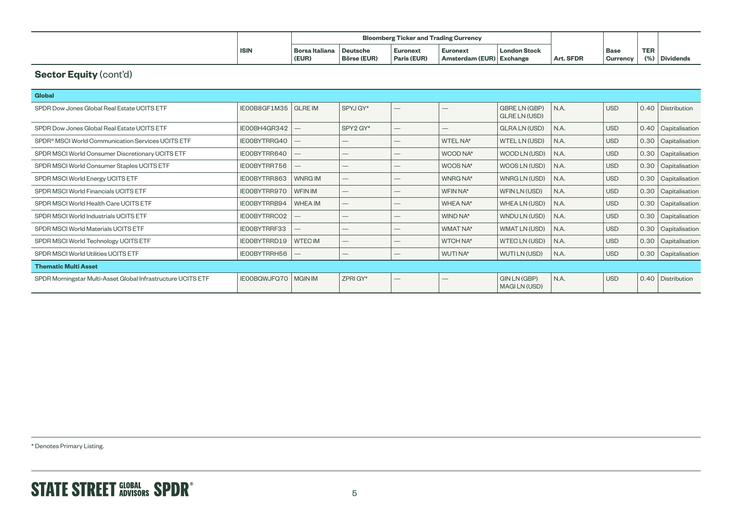## Sector Equity (cont'd)

| | ISIN | Bloomberg Ticker and Trading Currency | | | | | Art. SFDR | Base Currency | TER (%) | Dividends |
|---|---|---|---|---|---|---|---|---|---|---|
| | | Borsa Italiana (EUR) | Deutsche Börse (EUR) | Euronext Paris (EUR) | Euronext Amsterdam (EUR) | London Stock Exchange | | | | |
| **Global** | | | | | | | | | | |
| SPDR Dow Jones Global Real Estate UCITS ETF | IE00B8GF1M35 | GLRE IM | SPYJ GY* | — | — | GBRE LN (GBP) GLRE LN (USD) | N.A. | USD | 0.40 | Distribution |
| SPDR Dow Jones Global Real Estate UCITS ETF | IE00BH4GR342 | — | SPY2 GY* | — | — | GLRA LN (USD) | N.A. | USD | 0.40 | Capitalisation |
| SPDR® MSCI World Communication Services UCITS ETF | IE00BYTRRG40 | — | — | — | WTEL NA* | WTEL LN (USD) | N.A. | USD | 0.30 | Capitalisation |
| SPDR MSCI World Consumer Discretionary UCITS ETF | IE00BYTRR640 | — | — | — | WCOD NA* | WCOD LN (USD) | N.A. | USD | 0.30 | Capitalisation |
| SPDR MSCI World Consumer Staples UCITS ETF | IE00BYTRR756 | — | — | — | WCOS NA* | WCOS LN (USD) | N.A. | USD | 0.30 | Capitalisation |
| SPDR MSCI World Energy UCITS ETF | IE00BYTRR863 | WNRG IM | — | — | WNRG NA* | WNRG LN (USD) | N.A. | USD | 0.30 | Capitalisation |
| SPDR MSCI World Financials UCITS ETF | IE00BYTRR970 | WFIN IM | — | — | WFIN NA* | WFIN LN (USD) | N.A. | USD | 0.30 | Capitalisation |
| SPDR MSCI World Health Care UCITS ETF | IE00BYTRRB94 | WHEA IM | — | — | WHEA NA* | WHEA LN (USD) | N.A. | USD | 0.30 | Capitalisation |
| SPDR MSCI World Industrials UCITS ETF | IE00BYTRRC02 | — | — | — | WIND NA* | WNDU LN (USD) | N.A. | USD | 0.30 | Capitalisation |
| SPDR MSCI World Materials UCITS ETF | IE00BYTRRF33 | — | — | — | WMAT NA* | WMAT LN (USD) | N.A. | USD | 0.30 | Capitalisation |
| SPDR MSCI World Technology UCITS ETF | IE00BYTRRD19 | WTEC IM | — | — | WTCH NA* | WTEC LN (USD) | N.A. | USD | 0.30 | Capitalisation |
| SPDR MSCI World Utilities UCITS ETF | IE00BYTRRH56 | — | — | — | WUTI NA* | WUTI LN (USD) | N.A. | USD | 0.30 | Capitalisation |
| **Thematic Multi Asset** | | | | | | | | | | |
| SPDR Morningstar Multi-Asset Global Infrastructure UCITS ETF | IE00BQWJFQ70 | MGIN IM | ZPRI GY* | — | — | GIN LN (GBP) MAGI LN (USD) | N.A. | USD | 0.40 | Distribution |

* Denotes Primary Listing.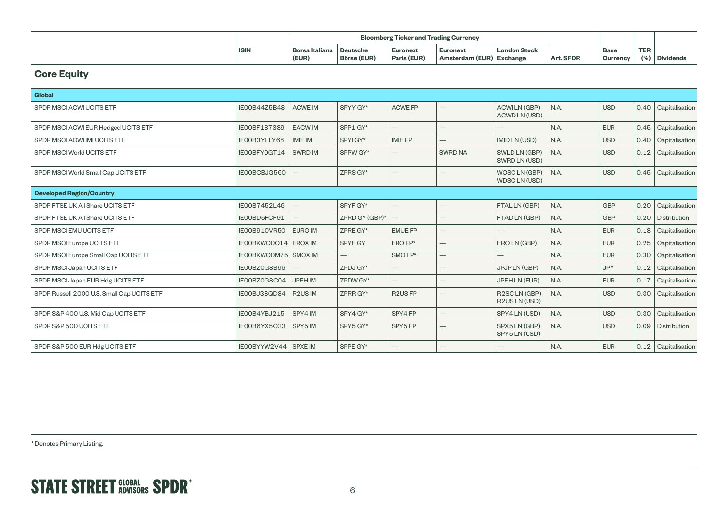|  | ISIN | Bloomberg Ticker and Trading Currency |  |  |  |  | Art. SFDR | Base Currency | TER (%) | Dividends |
|---|---|---|---|---|---|---|---|---|---|---|
|  |  | Borsa Italiana (EUR) | Deutsche Börse (EUR) | Euronext Paris (EUR) | Euronext Amsterdam (EUR) | London Stock Exchange |  |  |  |  |

## Core Equity

| Fund | ISIN | Borsa Italiana (EUR) | Deutsche Börse (EUR) | Euronext Paris (EUR) | Euronext Amsterdam (EUR) | London Stock Exchange | Art. SFDR | Base Currency | TER (%) | Dividends |
|---|---|---|---|---|---|---|---|---|---|---|
| **Global** |  |  |  |  |  |  |  |  |  |  |
| SPDR MSCI ACWI UCITS ETF | IE00B44Z5B48 | ACWE IM | SPYY GY* | ACWE FP | — | ACWI LN (GBP) ACWD LN (USD) | N.A. | USD | 0.40 | Capitalisation |
| SPDR MSCI ACWI EUR Hedged UCITS ETF | IE00BF1B7389 | EACW IM | SPP1 GY* | — | — | — | N.A. | EUR | 0.45 | Capitalisation |
| SPDR MSCI ACWI IMI UCITS ETF | IE00B3YLTY66 | IMIE IM | SPYI GY* | IMIE FP | — | IMID LN (USD) | N.A. | USD | 0.40 | Capitalisation |
| SPDR MSCI World UCITS ETF | IE00BFY0GT14 | SWRD IM | SPPW GY* | — | SWRD NA | SWLD LN (GBP) SWRD LN (USD) | N.A. | USD | 0.12 | Capitalisation |
| SPDR MSCI World Small Cap UCITS ETF | IE00BCBJG560 | — | ZPRS GY* | — | — | WOSC LN (GBP) WDSC LN (USD) | N.A. | USD | 0.45 | Capitalisation |
| **Developed Region/Country** |  |  |  |  |  |  |  |  |  |  |
| SPDR FTSE UK All Share UCITS ETF | IE00B7452L46 | — | SPYF GY* | — | — | FTAL LN (GBP) | N.A. | GBP | 0.20 | Capitalisation |
| SPDR FTSE UK All Share UCITS ETF | IE00BD5FCF91 | — | ZPRD GY (GBP)* | — | — | FTAD LN (GBP) | N.A. | GBP | 0.20 | Distribution |
| SPDR MSCI EMU UCITS ETF | IE00B910VR50 | EURO IM | ZPRE GY* | EMUE FP | — | — | N.A. | EUR | 0.18 | Capitalisation |
| SPDR MSCI Europe UCITS ETF | IE00BKWQ0Q14 | EROX IM | SPYE GY | ERO FP* | — | ERO LN (GBP) | N.A. | EUR | 0.25 | Capitalisation |
| SPDR MSCI Europe Small Cap UCITS ETF | IE00BKWQ0M75 | SMCX IM | — | SMC FP* | — | — | N.A. | EUR | 0.30 | Capitalisation |
| SPDR MSCI Japan UCITS ETF | IE00BZ0G8B96 | — | ZPDJ GY* | — | — | JPJP LN (GBP) | N.A. | JPY | 0.12 | Capitalisation |
| SPDR MSCI Japan EUR Hdg UCITS ETF | IE00BZ0G8C04 | JPEH IM | ZPDW GY* | — | — | JPEH LN (EUR) | N.A. | EUR | 0.17 | Capitalisation |
| SPDR Russell 2000 U.S. Small Cap UCITS ETF | IE00BJ38QD84 | R2US IM | ZPRR GY* | R2US FP | — | R2SC LN (GBP) R2US LN (USD) | N.A. | USD | 0.30 | Capitalisation |
| SPDR S&P 400 U.S. Mid Cap UCITS ETF | IE00B4YBJ215 | SPY4 IM | SPY4 GY* | SPY4 FP | — | SPY4 LN (USD) | N.A. | USD | 0.30 | Capitalisation |
| SPDR S&P 500 UCITS ETF | IE00B6YX5C33 | SPY5 IM | SPY5 GY* | SPY5 FP | — | SPX5 LN (GBP) SPY5 LN (USD) | N.A. | USD | 0.09 | Distribution |
| SPDR S&P 500 EUR Hdg UCITS ETF | IE00BYYW2V44 | SPXE IM | SPPE GY* | — | — | — | N.A. | EUR | 0.12 | Capitalisation |

* Denotes Primary Listing.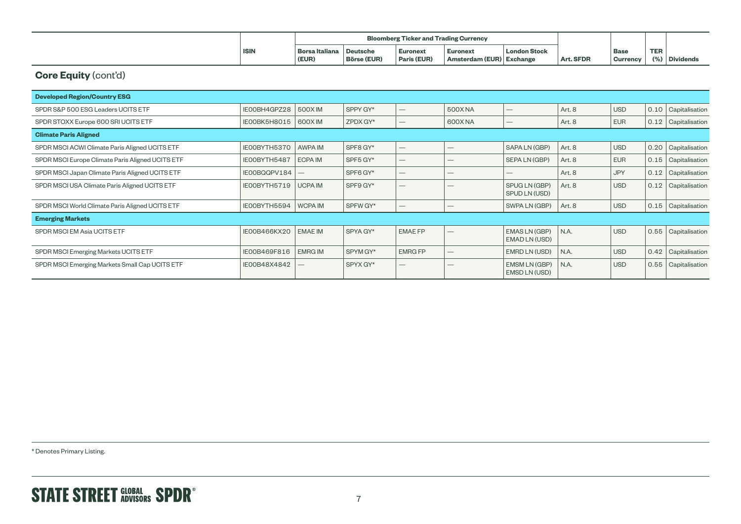## **Core Equity** (cont'd)

| | ISIN | Bloomberg Ticker and Trading Currency | | | | | Art. SFDR | Base Currency | TER (%) | Dividends |
|---|---|---|---|---|---|---|---|---|---|---|
| | | Borsa Italiana (EUR) | Deutsche Börse (EUR) | Euronext Paris (EUR) | Euronext Amsterdam (EUR) | London Stock Exchange | | | | |
| **Developed Region/Country ESG** | | | | | | | | | | |
| SPDR S&P 500 ESG Leaders UCITS ETF | IE00BH4GPZ28 | 500X IM | SPPY GY* | — | 500X NA | — | Art. 8 | USD | 0.10 | Capitalisation |
| SPDR STOXX Europe 600 SRI UCITS ETF | IE00BK5H8015 | 600X IM | ZPDX GY* | — | 600X NA | — | Art. 8 | EUR | 0.12 | Capitalisation |
| **Climate Paris Aligned** | | | | | | | | | | |
| SPDR MSCI ACWI Climate Paris Aligned UCITS ETF | IE00BYTH5370 | AWPA IM | SPF8 GY* | — | — | SAPA LN (GBP) | Art. 8 | USD | 0.20 | Capitalisation |
| SPDR MSCI Europe Climate Paris Aligned UCITS ETF | IE00BYTH5487 | ECPA IM | SPF5 GY* | — | — | SEPA LN (GBP) | Art. 8 | EUR | 0.15 | Capitalisation |
| SPDR MSCI Japan Climate Paris Aligned UCITS ETF | IE00BQQPV184 | — | SPF6 GY* | — | — | — | Art. 8 | JPY | 0.12 | Capitalisation |
| SPDR MSCI USA Climate Paris Aligned UCITS ETF | IE00BYTH5719 | UCPA IM | SPF9 GY* | — | — | SPUG LN (GBP) SPUD LN (USD) | Art. 8 | USD | 0.12 | Capitalisation |
| SPDR MSCI World Climate Paris Aligned UCITS ETF | IE00BYTH5594 | WCPA IM | SPFW GY* | — | — | SWPA LN (GBP) | Art. 8 | USD | 0.15 | Capitalisation |
| **Emerging Markets** | | | | | | | | | | |
| SPDR MSCI EM Asia UCITS ETF | IE00B466KX20 | EMAE IM | SPYA GY* | EMAE FP | — | EMAS LN (GBP) EMAD LN (USD) | N.A. | USD | 0.55 | Capitalisation |
| SPDR MSCI Emerging Markets UCITS ETF | IE00B469F816 | EMRG IM | SPYM GY* | EMRG FP | — | EMRD LN (USD) | N.A. | USD | 0.42 | Capitalisation |
| SPDR MSCI Emerging Markets Small Cap UCITS ETF | IE00B48X4842 | — | SPYX GY* | — | — | EMSM LN (GBP) EMSD LN (USD) | N.A. | USD | 0.55 | Capitalisation |

* Denotes Primary Listing.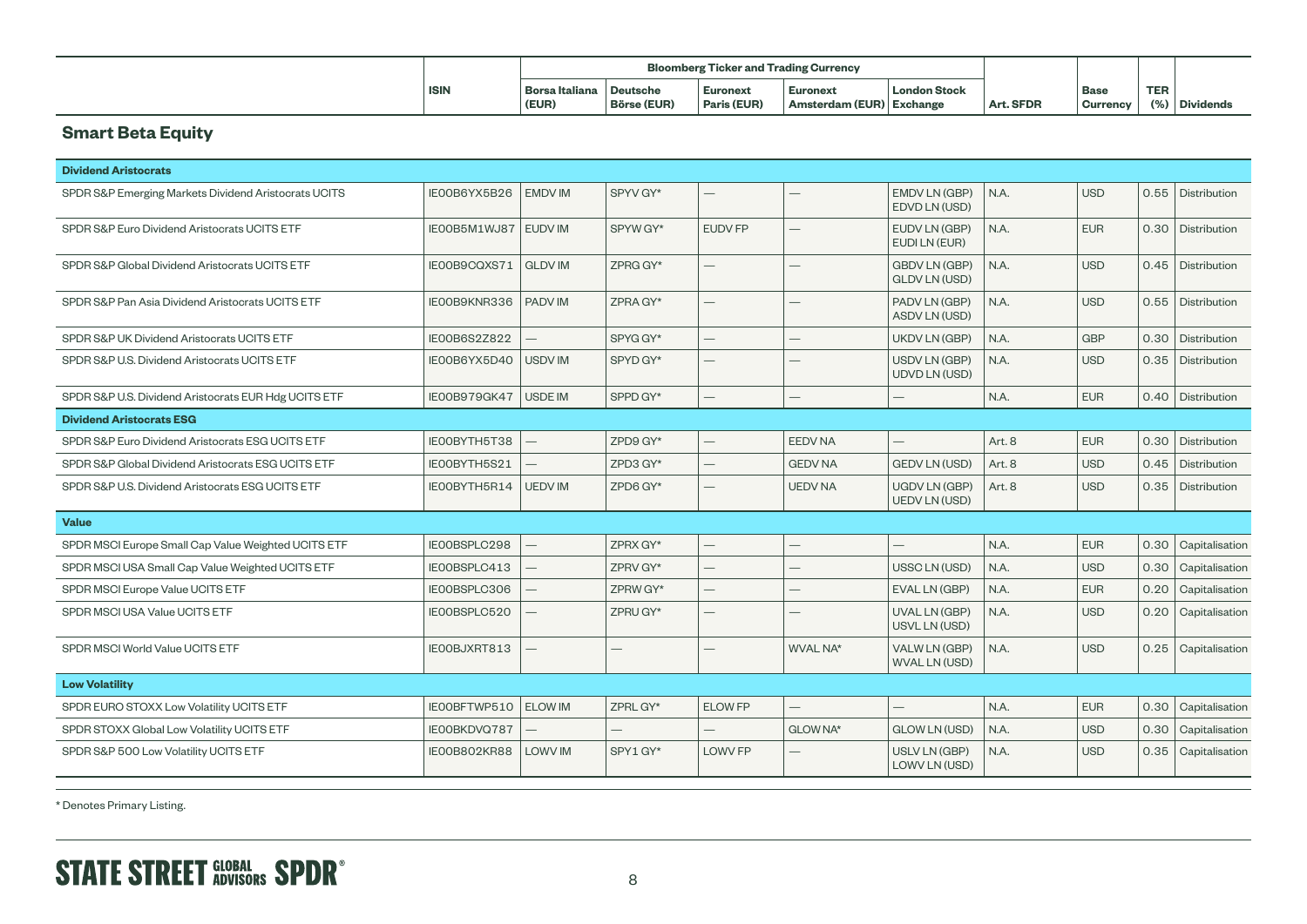| | ISIN | Bloomberg Ticker and Trading Currency | | | | | Art. SFDR | Base Currency | TER (%) | Dividends |
|---|---|---|---|---|---|---|---|---|---|---|
| | | Borsa Italiana (EUR) | Deutsche Börse (EUR) | Euronext Paris (EUR) | Euronext Amsterdam (EUR) | London Stock Exchange | | | | |

## Smart Beta Equity

| | ISIN | Borsa Italiana (EUR) | Deutsche Börse (EUR) | Euronext Paris (EUR) | Euronext Amsterdam (EUR) | London Stock Exchange | Art. SFDR | Base Currency | TER (%) | Dividends |
|---|---|---|---|---|---|---|---|---|---|---|
| **Dividend Aristocrats** | | | | | | | | | | |
| SPDR S&P Emerging Markets Dividend Aristocrats UCITS | IE00B6YX5B26 | EMDV IM | SPYV GY* | — | — | EMDV LN (GBP) EDVD LN (USD) | N.A. | USD | 0.55 | Distribution |
| SPDR S&P Euro Dividend Aristocrats UCITS ETF | IE00B5M1WJ87 | EUDV IM | SPYW GY* | EUDV FP | — | EUDV LN (GBP) EUDI LN (EUR) | N.A. | EUR | 0.30 | Distribution |
| SPDR S&P Global Dividend Aristocrats UCITS ETF | IE00B9CQXS71 | GLDV IM | ZPRG GY* | — | — | GBDV LN (GBP) GLDV LN (USD) | N.A. | USD | 0.45 | Distribution |
| SPDR S&P Pan Asia Dividend Aristocrats UCITS ETF | IE00B9KNR336 | PADV IM | ZPRA GY* | — | — | PADV LN (GBP) ASDV LN (USD) | N.A. | USD | 0.55 | Distribution |
| SPDR S&P UK Dividend Aristocrats UCITS ETF | IE00B6S2Z822 | — | SPYG GY* | — | — | UKDV LN (GBP) | N.A. | GBP | 0.30 | Distribution |
| SPDR S&P U.S. Dividend Aristocrats UCITS ETF | IE00B6YX5D40 | USDV IM | SPYD GY* | — | — | USDV LN (GBP) UDVD LN (USD) | N.A. | USD | 0.35 | Distribution |
| SPDR S&P U.S. Dividend Aristocrats EUR Hdg UCITS ETF | IE00B979GK47 | USDE IM | SPPD GY* | — | — | — | N.A. | EUR | 0.40 | Distribution |
| **Dividend Aristocrats ESG** | | | | | | | | | | |
| SPDR S&P Euro Dividend Aristocrats ESG UCITS ETF | IE00BYTH5T38 | — | ZPD9 GY* | — | EEDV NA | — | Art. 8 | EUR | 0.30 | Distribution |
| SPDR S&P Global Dividend Aristocrats ESG UCITS ETF | IE00BYTH5S21 | — | ZPD3 GY* | — | GEDV NA | GEDV LN (USD) | Art. 8 | USD | 0.45 | Distribution |
| SPDR S&P U.S. Dividend Aristocrats ESG UCITS ETF | IE00BYTH5R14 | UEDV IM | ZPD6 GY* | — | UEDV NA | UGDV LN (GBP) UEDV LN (USD) | Art. 8 | USD | 0.35 | Distribution |
| **Value** | | | | | | | | | | |
| SPDR MSCI Europe Small Cap Value Weighted UCITS ETF | IE00BSPLC298 | — | ZPRX GY* | — | — | — | N.A. | EUR | 0.30 | Capitalisation |
| SPDR MSCI USA Small Cap Value Weighted UCITS ETF | IE00BSPLC413 | — | ZPRV GY* | — | — | USSC LN (USD) | N.A. | USD | 0.30 | Capitalisation |
| SPDR MSCI Europe Value UCITS ETF | IE00BSPLC306 | — | ZPRW GY* | — | — | EVAL LN (GBP) | N.A. | EUR | 0.20 | Capitalisation |
| SPDR MSCI USA Value UCITS ETF | IE00BSPLC520 | — | ZPRU GY* | — | — | UVAL LN (GBP) USVL LN (USD) | N.A. | USD | 0.20 | Capitalisation |
| SPDR MSCI World Value UCITS ETF | IE00BJXRT813 | — | — | — | WVAL NA* | VALW LN (GBP) WVAL LN (USD) | N.A. | USD | 0.25 | Capitalisation |
| **Low Volatility** | | | | | | | | | | |
| SPDR EURO STOXX Low Volatility UCITS ETF | IE00BFTWP510 | ELOW IM | ZPRL GY* | ELOW FP | — | — | N.A. | EUR | 0.30 | Capitalisation |
| SPDR STOXX Global Low Volatility UCITS ETF | IE00BKDVQ787 | — | — | — | GLOW NA* | GLOW LN (USD) | N.A. | USD | 0.30 | Capitalisation |
| SPDR S&P 500 Low Volatility UCITS ETF | IE00B802KR88 | LOWV IM | SPY1 GY* | LOWV FP | — | USLV LN (GBP) LOWV LN (USD) | N.A. | USD | 0.35 | Capitalisation |

* Denotes Primary Listing.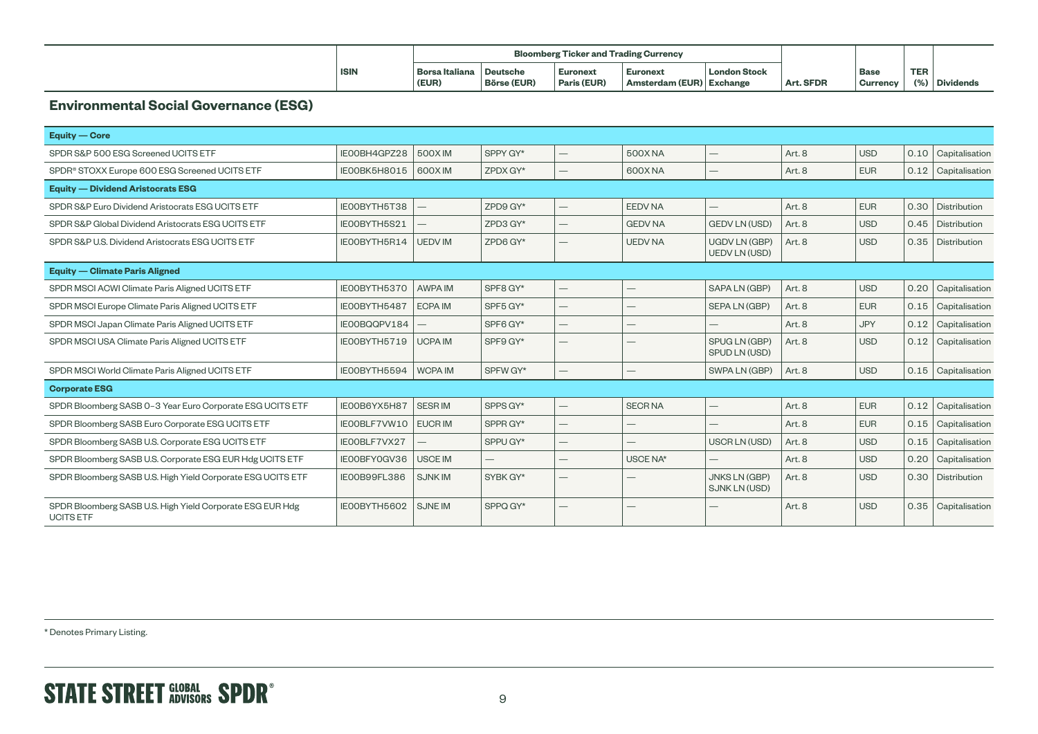| | ISIN | Bloomberg Ticker and Trading Currency | | | | | Art. SFDR | Base Currency | TER (%) | Dividends |
|---|---|---|---|---|---|---|---|---|---|---|
| | | Borsa Italiana (EUR) | Deutsche Börse (EUR) | Euronext Paris (EUR) | Euronext Amsterdam (EUR) | London Stock Exchange | | | | |

## Environmental Social Governance (ESG)

| | ISIN | Borsa Italiana (EUR) | Deutsche Börse (EUR) | Euronext Paris (EUR) | Euronext Amsterdam (EUR) | London Stock Exchange | Art. SFDR | Base Currency | TER (%) | Dividends |
|---|---|---|---|---|---|---|---|---|---|---|
| **Equity — Core** | | | | | | | | | | |
| SPDR S&P 500 ESG Screened UCITS ETF | IE00BH4GPZ28 | 500X IM | SPPY GY* | — | 500X NA | — | Art. 8 | USD | 0.10 | Capitalisation |
| SPDR® STOXX Europe 600 ESG Screened UCITS ETF | IE00BK5H8015 | 600X IM | ZPDX GY* | — | 600X NA | — | Art. 8 | EUR | 0.12 | Capitalisation |
| **Equity — Dividend Aristocrats ESG** | | | | | | | | | | |
| SPDR S&P Euro Dividend Aristocrats ESG UCITS ETF | IE00BYTH5T38 | — | ZPD9 GY* | — | EEDV NA | — | Art. 8 | EUR | 0.30 | Distribution |
| SPDR S&P Global Dividend Aristocrats ESG UCITS ETF | IE00BYTH5S21 | — | ZPD3 GY* | — | GEDV NA | GEDV LN (USD) | Art. 8 | USD | 0.45 | Distribution |
| SPDR S&P U.S. Dividend Aristocrats ESG UCITS ETF | IE00BYTH5R14 | UEDV IM | ZPD6 GY* | — | UEDV NA | UGDV LN (GBP) UEDV LN (USD) | Art. 8 | USD | 0.35 | Distribution |
| **Equity — Climate Paris Aligned** | | | | | | | | | | |
| SPDR MSCI ACWI Climate Paris Aligned UCITS ETF | IE00BYTH5370 | AWPA IM | SPF8 GY* | — | — | SAPA LN (GBP) | Art. 8 | USD | 0.20 | Capitalisation |
| SPDR MSCI Europe Climate Paris Aligned UCITS ETF | IE00BYTH5487 | ECPA IM | SPF5 GY* | — | — | SEPA LN (GBP) | Art. 8 | EUR | 0.15 | Capitalisation |
| SPDR MSCI Japan Climate Paris Aligned UCITS ETF | IE00BQQPV184 | — | SPF6 GY* | — | — | — | Art. 8 | JPY | 0.12 | Capitalisation |
| SPDR MSCI USA Climate Paris Aligned UCITS ETF | IE00BYTH5719 | UCPA IM | SPF9 GY* | — | — | SPUG LN (GBP) SPUD LN (USD) | Art. 8 | USD | 0.12 | Capitalisation |
| SPDR MSCI World Climate Paris Aligned UCITS ETF | IE00BYTH5594 | WCPA IM | SPFW GY* | — | — | SWPA LN (GBP) | Art. 8 | USD | 0.15 | Capitalisation |
| **Corporate ESG** | | | | | | | | | | |
| SPDR Bloomberg SASB 0-3 Year Euro Corporate ESG UCITS ETF | IE00B6YX5H87 | SESR IM | SPPS GY* | — | SECR NA | — | Art. 8 | EUR | 0.12 | Capitalisation |
| SPDR Bloomberg SASB Euro Corporate ESG UCITS ETF | IE00BLF7VW10 | EUCR IM | SPPR GY* | — | — | — | Art. 8 | EUR | 0.15 | Capitalisation |
| SPDR Bloomberg SASB U.S. Corporate ESG UCITS ETF | IE00BLF7VX27 | — | SPPU GY* | — | — | USCR LN (USD) | Art. 8 | USD | 0.15 | Capitalisation |
| SPDR Bloomberg SASB U.S. Corporate ESG EUR Hdg UCITS ETF | IE00BFY0GV36 | USCE IM | — | — | USCE NA* | — | Art. 8 | USD | 0.20 | Capitalisation |
| SPDR Bloomberg SASB U.S. High Yield Corporate ESG UCITS ETF | IE00B99FL386 | SJNK IM | SYBK GY* | — | — | JNKS LN (GBP) SJNK LN (USD) | Art. 8 | USD | 0.30 | Distribution |
| SPDR Bloomberg SASB U.S. High Yield Corporate ESG EUR Hdg UCITS ETF | IE00BYTH5602 | SJNE IM | SPPQ GY* | — | — | — | Art. 8 | USD | 0.35 | Capitalisation |

* Denotes Primary Listing.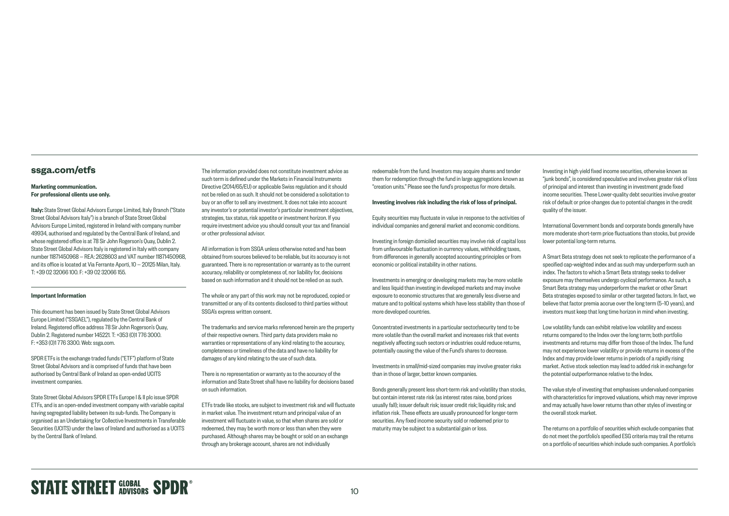## ssga.com/etfs

**Marketing communication.**
**For professional clients use only.**

**Italy:** State Street Global Advisors Europe Limited, Italy Branch ("State Street Global Advisors Italy") is a branch of State Street Global Advisors Europe Limited, registered in Ireland with company number 49934, authorised and regulated by the Central Bank of Ireland, and whose registered office is at 78 Sir John Rogerson's Quay, Dublin 2. State Street Global Advisors Italy is registered in Italy with company number 11871450968 — REA: 2628603 and VAT number 11871450968, and its office is located at Via Ferrante Aporti, 10 — 20125 Milan, Italy. T: +39 02 32066 100. F: +39 02 32066 155.

**Important Information**

This document has been issued by State Street Global Advisors Europe Limited ("SSGAEL"), regulated by the Central Bank of Ireland. Registered office address 78 Sir John Rogerson's Quay, Dublin 2. Registered number 145221. T: +353 (0)1 776 3000. F: +353 (0)1 776 3300. Web: ssga.com.

SPDR ETFs is the exchange traded funds ("ETF") platform of State Street Global Advisors and is comprised of funds that have been authorised by Central Bank of Ireland as open-ended UCITS investment companies.

State Street Global Advisors SPDR ETFs Europe I & II plc issue SPDR ETFs, and is an open-ended investment company with variable capital having segregated liability between its sub-funds. The Company is organised as an Undertaking for Collective Investments in Transferable Securities (UCITS) under the laws of Ireland and authorised as a UCITS by the Central Bank of Ireland.

The information provided does not constitute investment advice as such term is defined under the Markets in Financial Instruments Directive (2014/65/EU) or applicable Swiss regulation and it should not be relied on as such. It should not be considered a solicitation to buy or an offer to sell any investment. It does not take into account any investor's or potential investor's particular investment objectives, strategies, tax status, risk appetite or investment horizon. If you require investment advice you should consult your tax and financial or other professional advisor.

All information is from SSGA unless otherwise noted and has been obtained from sources believed to be reliable, but its accuracy is not guaranteed. There is no representation or warranty as to the current accuracy, reliability or completeness of, nor liability for, decisions based on such information and it should not be relied on as such.

The whole or any part of this work may not be reproduced, copied or transmitted or any of its contents disclosed to third parties without SSGA's express written consent.

The trademarks and service marks referenced herein are the property of their respective owners. Third party data providers make no warranties or representations of any kind relating to the accuracy, completeness or timeliness of the data and have no liability for damages of any kind relating to the use of such data.

There is no representation or warranty as to the accuracy of the information and State Street shall have no liability for decisions based on such information.

ETFs trade like stocks, are subject to investment risk and will fluctuate in market value. The investment return and principal value of an investment will fluctuate in value, so that when shares are sold or redeemed, they may be worth more or less than when they were purchased. Although shares may be bought or sold on an exchange through any brokerage account, shares are not individually redeemable from the fund. Investors may acquire shares and tender them for redemption through the fund in large aggregations known as "creation units." Please see the fund's prospectus for more details.

**Investing involves risk including the risk of loss of principal.**

Equity securities may fluctuate in value in response to the activities of individual companies and general market and economic conditions.

Investing in foreign domiciled securities may involve risk of capital loss from unfavourable fluctuation in currency values, withholding taxes, from differences in generally accepted accounting principles or from economic or political instability in other nations.

Investments in emerging or developing markets may be more volatile and less liquid than investing in developed markets and may involve exposure to economic structures that are generally less diverse and mature and to political systems which have less stability than those of more developed countries.

Concentrated investments in a particular sector/security tend to be more volatile than the overall market and increases risk that events negatively affecting such sectors or industries could reduce returns, potentially causing the value of the Fund's shares to decrease.

Investments in small/mid-sized companies may involve greater risks than in those of larger, better known companies.

Bonds generally present less short-term risk and volatility than stocks, but contain interest rate risk (as interest rates raise, bond prices usually fall); issuer default risk; issuer credit risk; liquidity risk; and inflation risk. These effects are usually pronounced for longer-term securities. Any fixed income security sold or redeemed prior to maturity may be subject to a substantial gain or loss.

Investing in high yield fixed income securities, otherwise known as "junk bonds", is considered speculative and involves greater risk of loss of principal and interest than investing in investment grade fixed income securities. These Lower-quality debt securities involve greater risk of default or price changes due to potential changes in the credit quality of the issuer.

International Government bonds and corporate bonds generally have more moderate short-term price fluctuations than stocks, but provide lower potential long-term returns.

A Smart Beta strategy does not seek to replicate the performance of a specified cap-weighted index and as such may underperform such an index. The factors to which a Smart Beta strategy seeks to deliver exposure may themselves undergo cyclical performance. As such, a Smart Beta strategy may underperform the market or other Smart Beta strategies exposed to similar or other targeted factors. In fact, we believe that factor premia accrue over the long term (5–10 years), and investors must keep that long time horizon in mind when investing.

Low volatility funds can exhibit relative low volatility and excess returns compared to the Index over the long term; both portfolio investments and returns may differ from those of the Index. The fund may not experience lower volatility or provide returns in excess of the Index and may provide lower returns in periods of a rapidly rising market. Active stock selection may lead to added risk in exchange for the potential outperformance relative to the Index.

The value style of investing that emphasises undervalued companies with characteristics for improved valuations, which may never improve and may actually have lower returns than other styles of investing or the overall stock market.

The returns on a portfolio of securities which exclude companies that do not meet the portfolio's specified ESG criteria may trail the returns on a portfolio of securities which include such companies. A portfolio's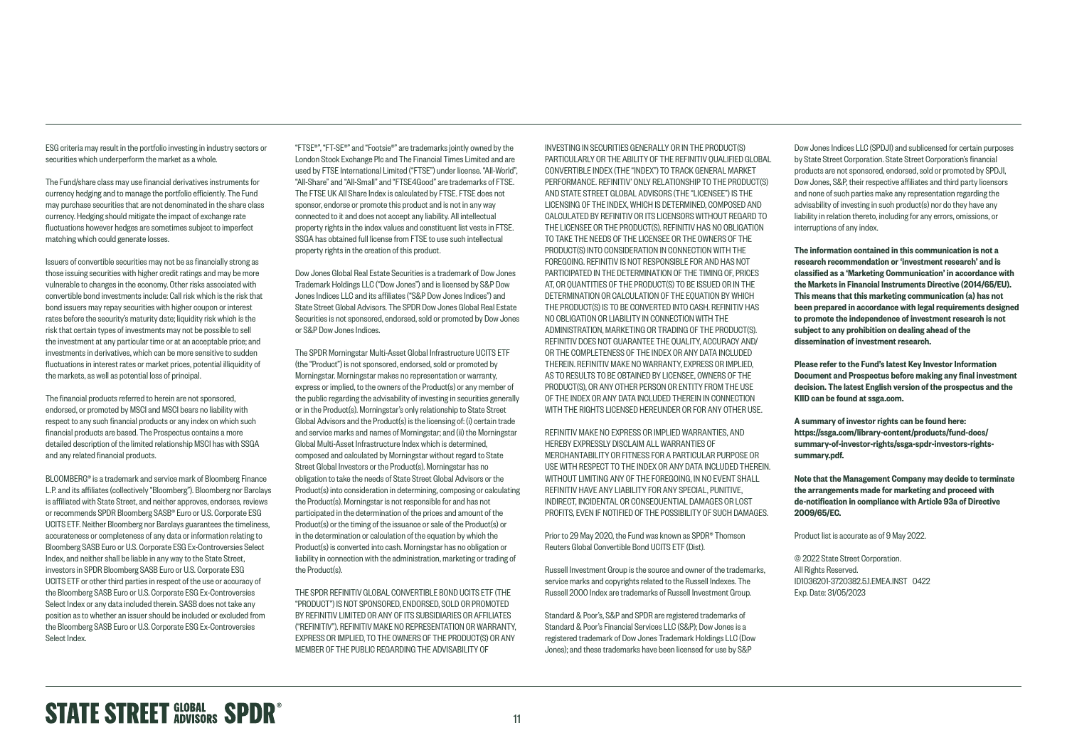ESG criteria may result in the portfolio investing in industry sectors or securities which underperform the market as a whole.

The Fund/share class may use financial derivatives instruments for currency hedging and to manage the portfolio efficiently. The Fund may purchase securities that are not denominated in the share class currency. Hedging should mitigate the impact of exchange rate fluctuations however hedges are sometimes subject to imperfect matching which could generate losses.

Issuers of convertible securities may not be as financially strong as those issuing securities with higher credit ratings and may be more vulnerable to changes in the economy. Other risks associated with convertible bond investments include: Call risk which is the risk that bond issuers may repay securities with higher coupon or interest rates before the security's maturity date; liquidity risk which is the risk that certain types of investments may not be possible to sell the investment at any particular time or at an acceptable price; and investments in derivatives, which can be more sensitive to sudden fluctuations in interest rates or market prices, potential illiquidity of the markets, as well as potential loss of principal.

The financial products referred to herein are not sponsored, endorsed, or promoted by MSCI and MSCI bears no liability with respect to any such financial products or any index on which such financial products are based. The Prospectus contains a more detailed description of the limited relationship MSCI has with SSGA and any related financial products.

BLOOMBERG® is a trademark and service mark of Bloomberg Finance L.P. and its affiliates (collectively "Bloomberg"). Bloomberg nor Barclays is affiliated with State Street, and neither approves, endorses, reviews or recommends SPDR Bloomberg SASB® Euro or U.S. Corporate ESG UCITS ETF. Neither Bloomberg nor Barclays guarantees the timeliness, accurateness or completeness of any data or information relating to Bloomberg SASB Euro or U.S. Corporate ESG Ex-Controversies Select Index, and neither shall be liable in any way to the State Street, investors in SPDR Bloomberg SASB Euro or U.S. Corporate ESG UCITS ETF or other third parties in respect of the use or accuracy of the Bloomberg SASB Euro or U.S. Corporate ESG Ex-Controversies Select Index or any data included therein. SASB does not take any position as to whether an issuer should be included or excluded from the Bloomberg SASB Euro or U.S. Corporate ESG Ex-Controversies Select Index.

"FTSE®", "FT-SE®" and "Footsie®" are trademarks jointly owned by the London Stock Exchange Plc and The Financial Times Limited and are used by FTSE International Limited ("FTSE") under license. "All-World", "All-Share" and "All-Small" and "FTSE4Good" are trademarks of FTSE. The FTSE UK All Share Index is calculated by FTSE. FTSE does not sponsor, endorse or promote this product and is not in any way connected to it and does not accept any liability. All intellectual property rights in the index values and constituent list vests in FTSE. SSGA has obtained full license from FTSE to use such intellectual property rights in the creation of this product.

Dow Jones Global Real Estate Securities is a trademark of Dow Jones Trademark Holdings LLC ("Dow Jones") and is licensed by S&P Dow Jones Indices LLC and its affiliates ("S&P Dow Jones Indices") and State Street Global Advisors. The SPDR Dow Jones Global Real Estate Securities is not sponsored, endorsed, sold or promoted by Dow Jones or S&P Dow Jones Indices.

The SPDR Morningstar Multi-Asset Global Infrastructure UCITS ETF (the "Product") is not sponsored, endorsed, sold or promoted by Morningstar. Morningstar makes no representation or warranty, express or implied, to the owners of the Product(s) or any member of the public regarding the advisability of investing in securities generally or in the Product(s). Morningstar's only relationship to State Street Global Advisors and the Product(s) is the licensing of: (i) certain trade and service marks and names of Morningstar; and (ii) the Morningstar Global Multi-Asset Infrastructure Index which is determined, composed and calculated by Morningstar without regard to State Street Global Investors or the Product(s). Morningstar has no obligation to take the needs of State Street Global Advisors or the Product(s) into consideration in determining, composing or calculating the Product(s). Morningstar is not responsible for and has not participated in the determination of the prices and amount of the Product(s) or the timing of the issuance or sale of the Product(s) or in the determination or calculation of the equation by which the Product(s) is converted into cash. Morningstar has no obligation or liability in connection with the administration, marketing or trading of the Product(s).

THE SPDR REFINITIV GLOBAL CONVERTIBLE BOND UCITS ETF (THE "PRODUCT") IS NOT SPONSORED, ENDORSED, SOLD OR PROMOTED BY REFINITIV LIMITED OR ANY OF ITS SUBSIDIARIES OR AFFILIATES ("REFINITIV"). REFINITIV MAKE NO REPRESENTATION OR WARRANTY, EXPRESS OR IMPLIED, TO THE OWNERS OF THE PRODUCT(S) OR ANY MEMBER OF THE PUBLIC REGARDING THE ADVISABILITY OF INVESTING IN SECURITIES GENERALLY OR IN THE PRODUCT(S) PARTICULARLY OR THE ABILITY OF THE REFINITIV QUALIFIED GLOBAL CONVERTIBLE INDEX (THE "INDEX") TO TRACK GENERAL MARKET PERFORMANCE. REFINITIV' ONLY RELATIONSHIP TO THE PRODUCT(S) AND STATE STREET GLOBAL ADVISORS (THE "LICENSEE") IS THE LICENSING OF THE INDEX, WHICH IS DETERMINED, COMPOSED AND CALCULATED BY REFINITIV OR ITS LICENSORS WITHOUT REGARD TO THE LICENSEE OR THE PRODUCT(S). REFINITIV HAS NO OBLIGATION TO TAKE THE NEEDS OF THE LICENSEE OR THE OWNERS OF THE PRODUCT(S) INTO CONSIDERATION IN CONNECTION WITH THE FOREGOING. REFINITIV IS NOT RESPONSIBLE FOR AND HAS NOT PARTICIPATED IN THE DETERMINATION OF THE TIMING OF, PRICES AT, OR QUANTITIES OF THE PRODUCT(S) TO BE ISSUED OR IN THE DETERMINATION OR CALCULATION OF THE EQUATION BY WHICH THE PRODUCT(S) IS TO BE CONVERTED INTO CASH. REFINITIV HAS NO OBLIGATION OR LIABILITY IN CONNECTION WITH THE ADMINISTRATION, MARKETING OR TRADING OF THE PRODUCT(S). REFINITIV DOES NOT GUARANTEE THE QUALITY, ACCURACY AND/ OR THE COMPLETENESS OF THE INDEX OR ANY DATA INCLUDED THEREIN. REFINITIV MAKE NO WARRANTY, EXPRESS OR IMPLIED, AS TO RESULTS TO BE OBTAINED BY LICENSEE, OWNERS OF THE PRODUCT(S), OR ANY OTHER PERSON OR ENTITY FROM THE USE OF THE INDEX OR ANY DATA INCLUDED THEREIN IN CONNECTION WITH THE RIGHTS LICENSED HEREUNDER OR FOR ANY OTHER USE.

REFINITIV MAKE NO EXPRESS OR IMPLIED WARRANTIES, AND HEREBY EXPRESSLY DISCLAIM ALL WARRANTIES OF MERCHANTABILITY OR FITNESS FOR A PARTICULAR PURPOSE OR USE WITH RESPECT TO THE INDEX OR ANY DATA INCLUDED THEREIN. WITHOUT LIMITING ANY OF THE FOREGOING, IN NO EVENT SHALL REFINITIV HAVE ANY LIABILITY FOR ANY SPECIAL, PUNITIVE, INDIRECT, INCIDENTAL OR CONSEQUENTIAL DAMAGES OR LOST PROFITS, EVEN IF NOTIFIED OF THE POSSIBILITY OF SUCH DAMAGES.

Prior to 29 May 2020, the Fund was known as SPDR® Thomson Reuters Global Convertible Bond UCITS ETF (Dist).

Russell Investment Group is the source and owner of the trademarks, service marks and copyrights related to the Russell Indexes. The Russell 2000 Index are trademarks of Russell Investment Group.

Standard & Poor's, S&P and SPDR are registered trademarks of Standard & Poor's Financial Services LLC (S&P); Dow Jones is a registered trademark of Dow Jones Trademark Holdings LLC (Dow Jones); and these trademarks have been licensed for use by S&P Dow Jones Indices LLC (SPDJI) and sublicensed for certain purposes by State Street Corporation. State Street Corporation's financial products are not sponsored, endorsed, sold or promoted by SPDJI, Dow Jones, S&P, their respective affiliates and third party licensors and none of such parties make any representation regarding the advisability of investing in such product(s) nor do they have any liability in relation thereto, including for any errors, omissions, or interruptions of any index.

**The information contained in this communication is not a research recommendation or 'investment research' and is classified as a 'Marketing Communication' in accordance with the Markets in Financial Instruments Directive (2014/65/EU). This means that this marketing communication (a) has not been prepared in accordance with legal requirements designed to promote the independence of investment research is not subject to any prohibition on dealing ahead of the dissemination of investment research.**

**Please refer to the Fund's latest Key Investor Information Document and Prospectus before making any final investment decision. The latest English version of the prospectus and the KIID can be found at ssga.com.**

**A summary of investor rights can be found here: https://ssga.com/library-content/products/fund-docs/summary-of-investor-rights/ssga-spdr-investors-rights-summary.pdf.**

**Note that the Management Company may decide to terminate the arrangements made for marketing and proceed with de-notification in compliance with Article 93a of Directive 2009/65/EC.**

Product list is accurate as of 9 May 2022.

© 2022 State Street Corporation.
All Rights Reserved.
ID1036201-3720382.5.1.EMEA.INST 0422
Exp. Date: 31/05/2023

STATE STREET GLOBAL ADVISORS SPDR®